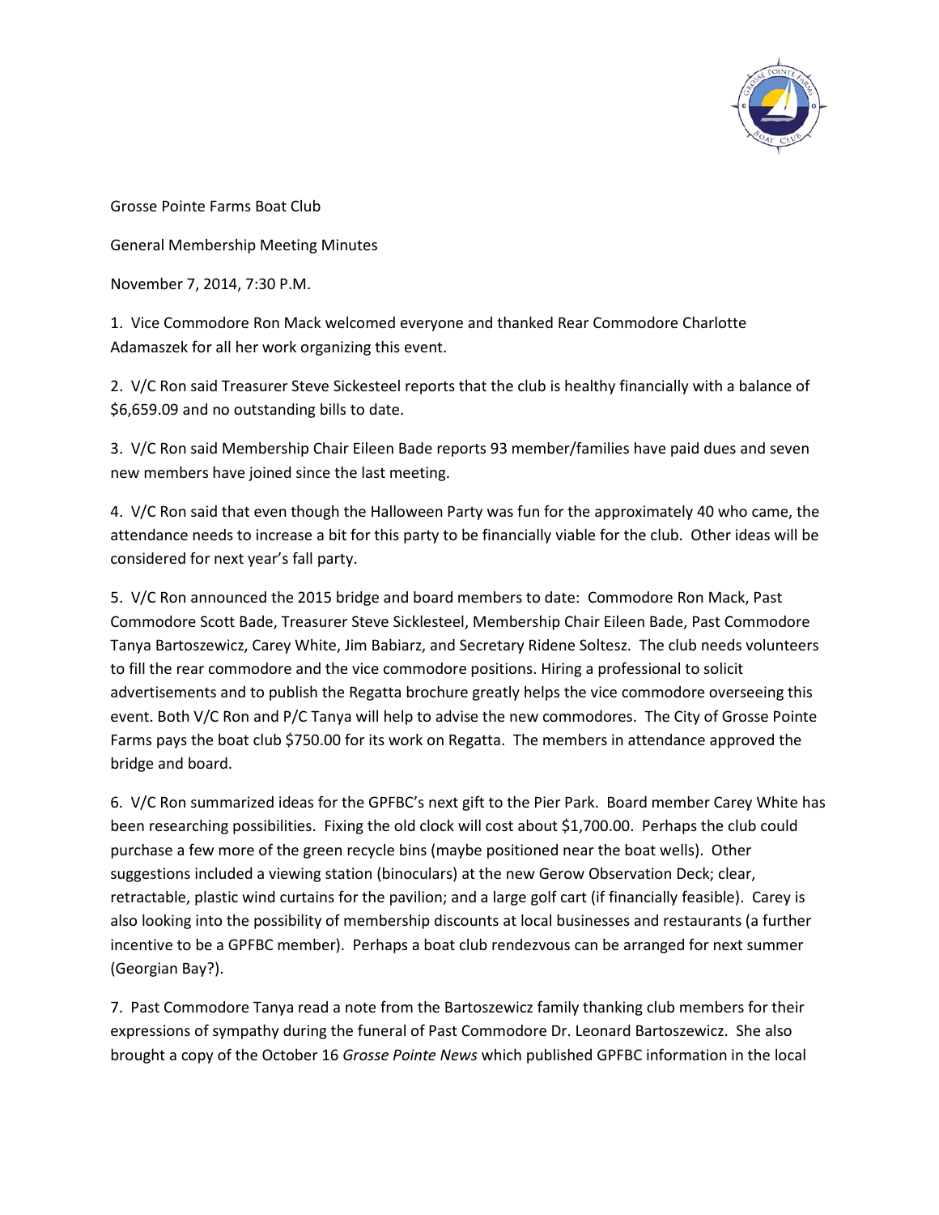Grosse Pointe Farms Boat Club

General Membership Meeting Minutes

November 7, 2014, 7:30 P.M.

1. Vice Commodore Ron Mack welcomed everyone and thanked Rear Commodore Charlotte Adamaszek for all her work organizing this event.

2. V/C Ron said Treasurer Steve Sickesteel reports that the club is healthy financially with a balance of $6,659.09 and no outstanding bills to date.

3. V/C Ron said Membership Chair Eileen Bade reports 93 member/families have paid dues and seven new members have joined since the last meeting.

4. V/C Ron said that even though the Halloween Party was fun for the approximately 40 who came, the attendance needs to increase a bit for this party to be financially viable for the club. Other ideas will be considered for next year's fall party.

5. V/C Ron announced the 2015 bridge and board members to date: Commodore Ron Mack, Past Commodore Scott Bade, Treasurer Steve Sicklesteel, Membership Chair Eileen Bade, Past Commodore Tanya Bartoszewicz, Carey White, Jim Babiarz, and Secretary Ridene Soltesz. The club needs volunteers to fill the rear commodore and the vice commodore positions. Hiring a professional to solicit advertisements and to publish the Regatta brochure greatly helps the vice commodore overseeing this event. Both V/C Ron and P/C Tanya will help to advise the new commodores. The City of Grosse Pointe Farms pays the boat club $750.00 for its work on Regatta. The members in attendance approved the bridge and board.

6. V/C Ron summarized ideas for the GPFBC's next gift to the Pier Park. Board member Carey White has been researching possibilities. Fixing the old clock will cost about $1,700.00. Perhaps the club could purchase a few more of the green recycle bins (maybe positioned near the boat wells). Other suggestions included a viewing station (binoculars) at the new Gerow Observation Deck; clear, retractable, plastic wind curtains for the pavilion; and a large golf cart (if financially feasible). Carey is also looking into the possibility of membership discounts at local businesses and restaurants (a further incentive to be a GPFBC member). Perhaps a boat club rendezvous can be arranged for next summer (Georgian Bay?).

7. Past Commodore Tanya read a note from the Bartoszewicz family thanking club members for their expressions of sympathy during the funeral of Past Commodore Dr. Leonard Bartoszewicz. She also brought a copy of the October 16 *Grosse Pointe News* which published GPFBC information in the local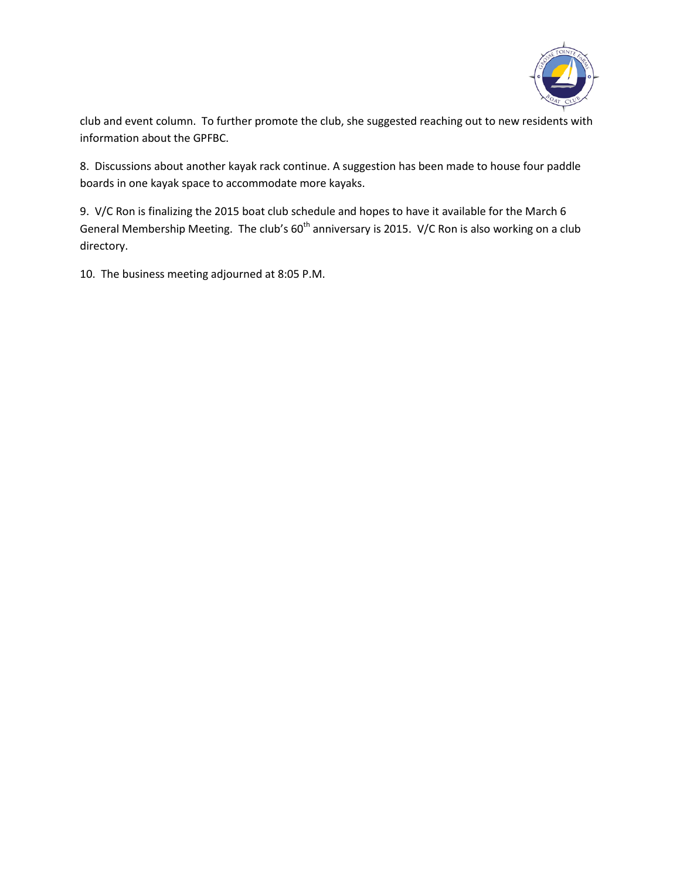club and event column. To further promote the club, she suggested reaching out to new residents with information about the GPFBC.

8. Discussions about another kayak rack continue. A suggestion has been made to house four paddle boards in one kayak space to accommodate more kayaks.

9. V/C Ron is finalizing the 2015 boat club schedule and hopes to have it available for the March 6 General Membership Meeting. The club's 60th anniversary is 2015. V/C Ron is also working on a club directory.

10. The business meeting adjourned at 8:05 P.M.